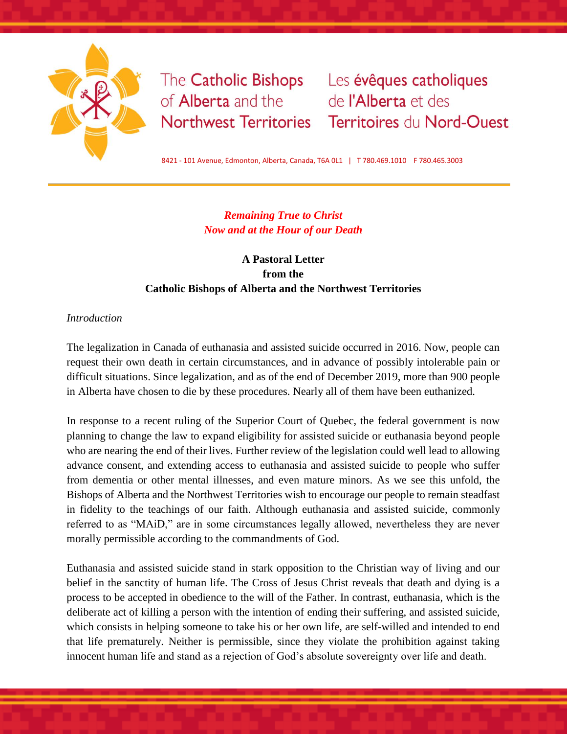The Catholic Bishops of Alberta and the Northwest Territories

Les évêques catholiques de l'Alberta et des Territoires du Nord-Ouest

8421 - 101 Avenue, Edmonton, Alberta, Canada, T6A 0L1 | T 780.469.1010 F 780.465.3003

# *Remaining True to Christ Now and at the Hour of our Death*

**A Pastoral Letter from the Catholic Bishops of Alberta and the Northwest Territories**

*Introduction*

The legalization in Canada of euthanasia and assisted suicide occurred in 2016. Now, people can request their own death in certain circumstances, and in advance of possibly intolerable pain or difficult situations. Since legalization, and as of the end of December 2019, more than 900 people in Alberta have chosen to die by these procedures. Nearly all of them have been euthanized.

In response to a recent ruling of the Superior Court of Quebec, the federal government is now planning to change the law to expand eligibility for assisted suicide or euthanasia beyond people who are nearing the end of their lives. Further review of the legislation could well lead to allowing advance consent, and extending access to euthanasia and assisted suicide to people who suffer from dementia or other mental illnesses, and even mature minors. As we see this unfold, the Bishops of Alberta and the Northwest Territories wish to encourage our people to remain steadfast in fidelity to the teachings of our faith. Although euthanasia and assisted suicide, commonly referred to as "MAiD," are in some circumstances legally allowed, nevertheless they are never morally permissible according to the commandments of God.

Euthanasia and assisted suicide stand in stark opposition to the Christian way of living and our belief in the sanctity of human life. The Cross of Jesus Christ reveals that death and dying is a process to be accepted in obedience to the will of the Father. In contrast, euthanasia, which is the deliberate act of killing a person with the intention of ending their suffering, and assisted suicide, which consists in helping someone to take his or her own life, are self-willed and intended to end that life prematurely. Neither is permissible, since they violate the prohibition against taking innocent human life and stand as a rejection of God's absolute sovereignty over life and death.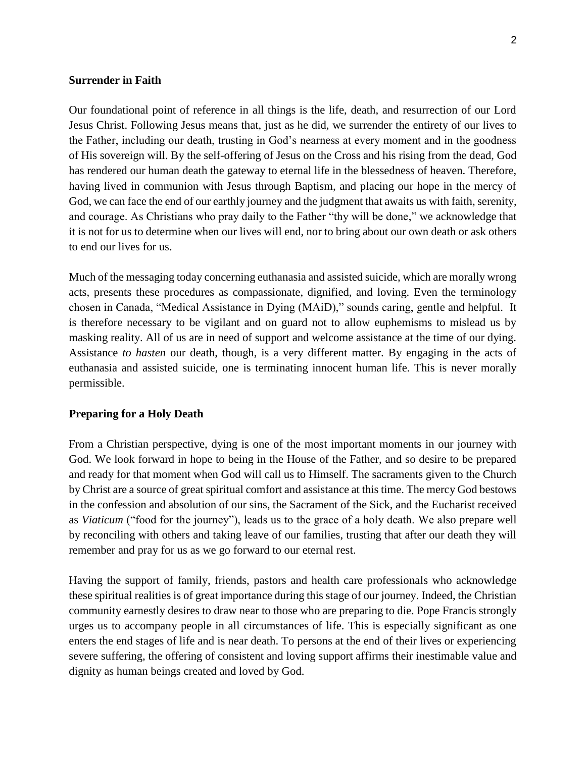**Surrender in Faith**

Our foundational point of reference in all things is the life, death, and resurrection of our Lord Jesus Christ. Following Jesus means that, just as he did, we surrender the entirety of our lives to the Father, including our death, trusting in God's nearness at every moment and in the goodness of His sovereign will. By the self-offering of Jesus on the Cross and his rising from the dead, God has rendered our human death the gateway to eternal life in the blessedness of heaven. Therefore, having lived in communion with Jesus through Baptism, and placing our hope in the mercy of God, we can face the end of our earthly journey and the judgment that awaits us with faith, serenity, and courage. As Christians who pray daily to the Father "thy will be done," we acknowledge that it is not for us to determine when our lives will end, nor to bring about our own death or ask others to end our lives for us.

Much of the messaging today concerning euthanasia and assisted suicide, which are morally wrong acts, presents these procedures as compassionate, dignified, and loving. Even the terminology chosen in Canada, "Medical Assistance in Dying (MAiD)," sounds caring, gentle and helpful. It is therefore necessary to be vigilant and on guard not to allow euphemisms to mislead us by masking reality. All of us are in need of support and welcome assistance at the time of our dying. Assistance *to hasten* our death, though, is a very different matter. By engaging in the acts of euthanasia and assisted suicide, one is terminating innocent human life. This is never morally permissible.

**Preparing for a Holy Death**

From a Christian perspective, dying is one of the most important moments in our journey with God. We look forward in hope to being in the House of the Father, and so desire to be prepared and ready for that moment when God will call us to Himself. The sacraments given to the Church by Christ are a source of great spiritual comfort and assistance at this time. The mercy God bestows in the confession and absolution of our sins, the Sacrament of the Sick, and the Eucharist received as *Viaticum* ("food for the journey"), leads us to the grace of a holy death. We also prepare well by reconciling with others and taking leave of our families, trusting that after our death they will remember and pray for us as we go forward to our eternal rest.

Having the support of family, friends, pastors and health care professionals who acknowledge these spiritual realities is of great importance during this stage of our journey. Indeed, the Christian community earnestly desires to draw near to those who are preparing to die. Pope Francis strongly urges us to accompany people in all circumstances of life. This is especially significant as one enters the end stages of life and is near death. To persons at the end of their lives or experiencing severe suffering, the offering of consistent and loving support affirms their inestimable value and dignity as human beings created and loved by God.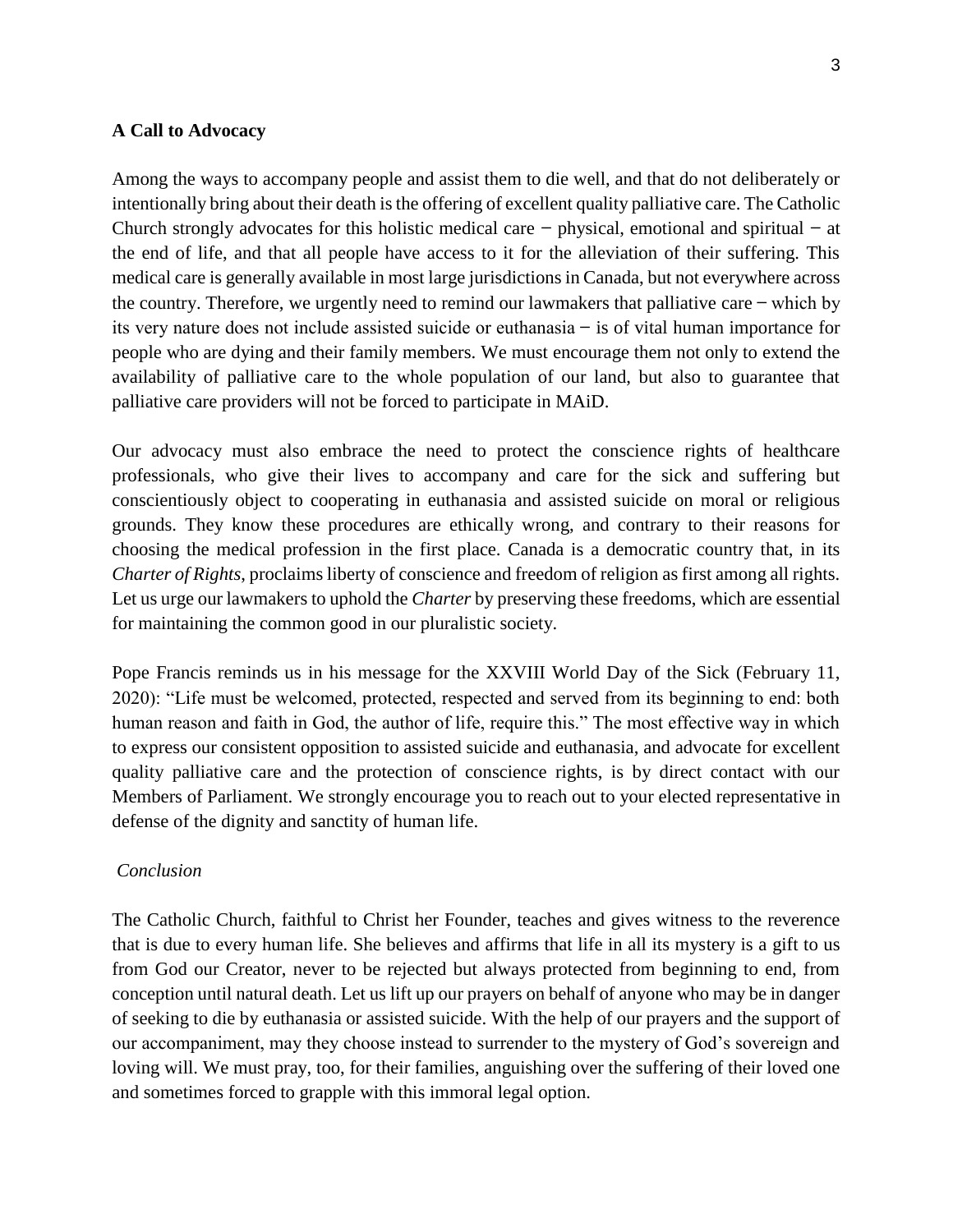**A Call to Advocacy**

Among the ways to accompany people and assist them to die well, and that do not deliberately or intentionally bring about their death is the offering of excellent quality palliative care. The Catholic Church strongly advocates for this holistic medical care − physical, emotional and spiritual − at the end of life, and that all people have access to it for the alleviation of their suffering. This medical care is generally available in most large jurisdictions in Canada, but not everywhere across the country. Therefore, we urgently need to remind our lawmakers that palliative care − which by its very nature does not include assisted suicide or euthanasia − is of vital human importance for people who are dying and their family members. We must encourage them not only to extend the availability of palliative care to the whole population of our land, but also to guarantee that palliative care providers will not be forced to participate in MAiD.

Our advocacy must also embrace the need to protect the conscience rights of healthcare professionals, who give their lives to accompany and care for the sick and suffering but conscientiously object to cooperating in euthanasia and assisted suicide on moral or religious grounds. They know these procedures are ethically wrong, and contrary to their reasons for choosing the medical profession in the first place. Canada is a democratic country that, in its *Charter of Rights*, proclaims liberty of conscience and freedom of religion as first among all rights. Let us urge our lawmakers to uphold the *Charter* by preserving these freedoms, which are essential for maintaining the common good in our pluralistic society.

Pope Francis reminds us in his message for the XXVIII World Day of the Sick (February 11, 2020): "Life must be welcomed, protected, respected and served from its beginning to end: both human reason and faith in God, the author of life, require this." The most effective way in which to express our consistent opposition to assisted suicide and euthanasia, and advocate for excellent quality palliative care and the protection of conscience rights, is by direct contact with our Members of Parliament. We strongly encourage you to reach out to your elected representative in defense of the dignity and sanctity of human life.

*Conclusion*

The Catholic Church, faithful to Christ her Founder, teaches and gives witness to the reverence that is due to every human life. She believes and affirms that life in all its mystery is a gift to us from God our Creator, never to be rejected but always protected from beginning to end, from conception until natural death. Let us lift up our prayers on behalf of anyone who may be in danger of seeking to die by euthanasia or assisted suicide. With the help of our prayers and the support of our accompaniment, may they choose instead to surrender to the mystery of God's sovereign and loving will. We must pray, too, for their families, anguishing over the suffering of their loved one and sometimes forced to grapple with this immoral legal option.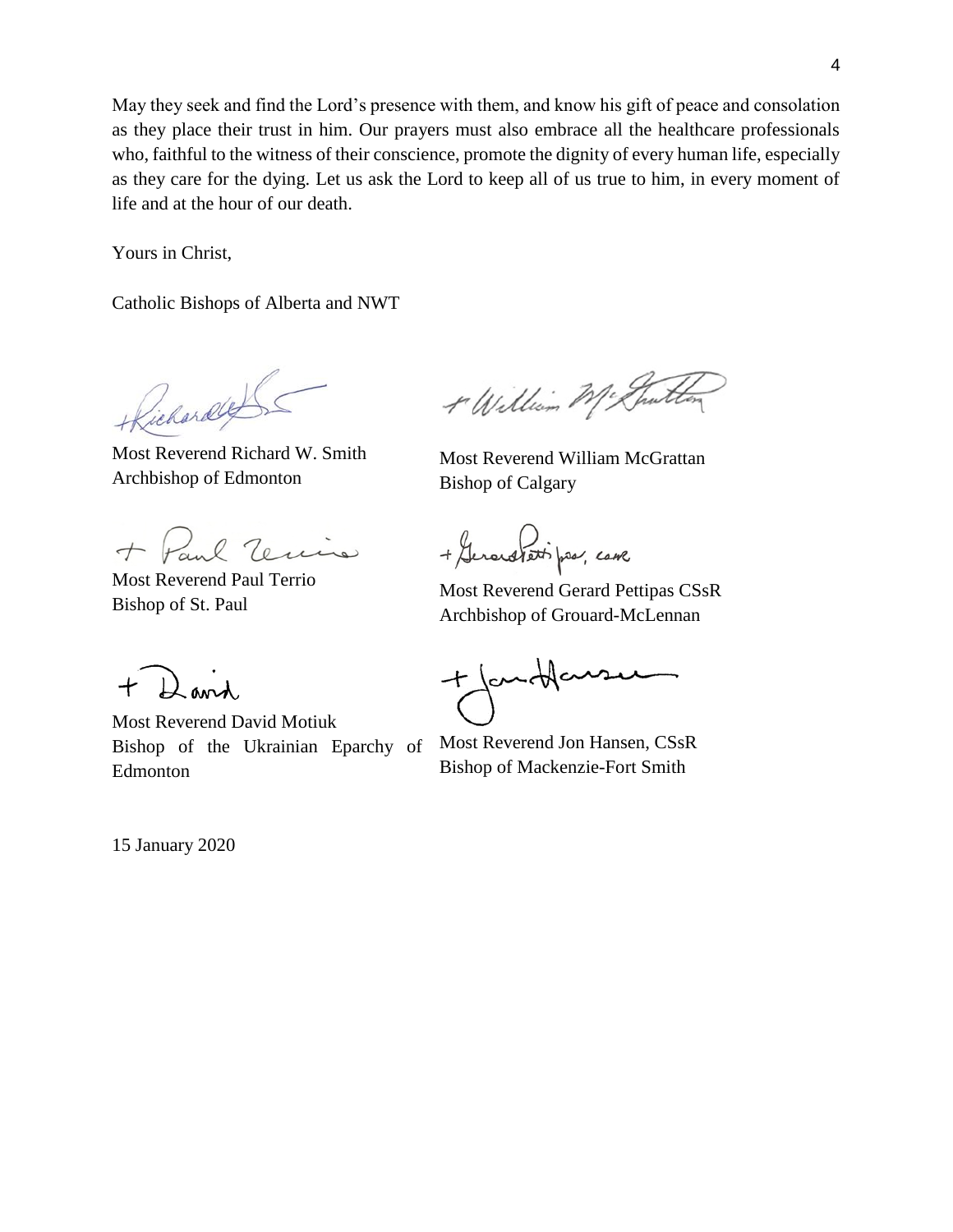May they seek and find the Lord's presence with them, and know his gift of peace and consolation as they place their trust in him. Our prayers must also embrace all the healthcare professionals who, faithful to the witness of their conscience, promote the dignity of every human life, especially as they care for the dying. Let us ask the Lord to keep all of us true to him, in every moment of life and at the hour of our death.

Yours in Christ,

Catholic Bishops of Alberta and NWT

Most Reverend Richard W. Smith
Archbishop of Edmonton

Most Reverend William McGrattan
Bishop of Calgary

Most Reverend Paul Terrio
Bishop of St. Paul

Most Reverend Gerard Pettipas CSsR
Archbishop of Grouard-McLennan

Most Reverend David Motiuk
Bishop of the Ukrainian Eparchy of Edmonton

Most Reverend Jon Hansen, CSsR
Bishop of Mackenzie-Fort Smith

15 January 2020